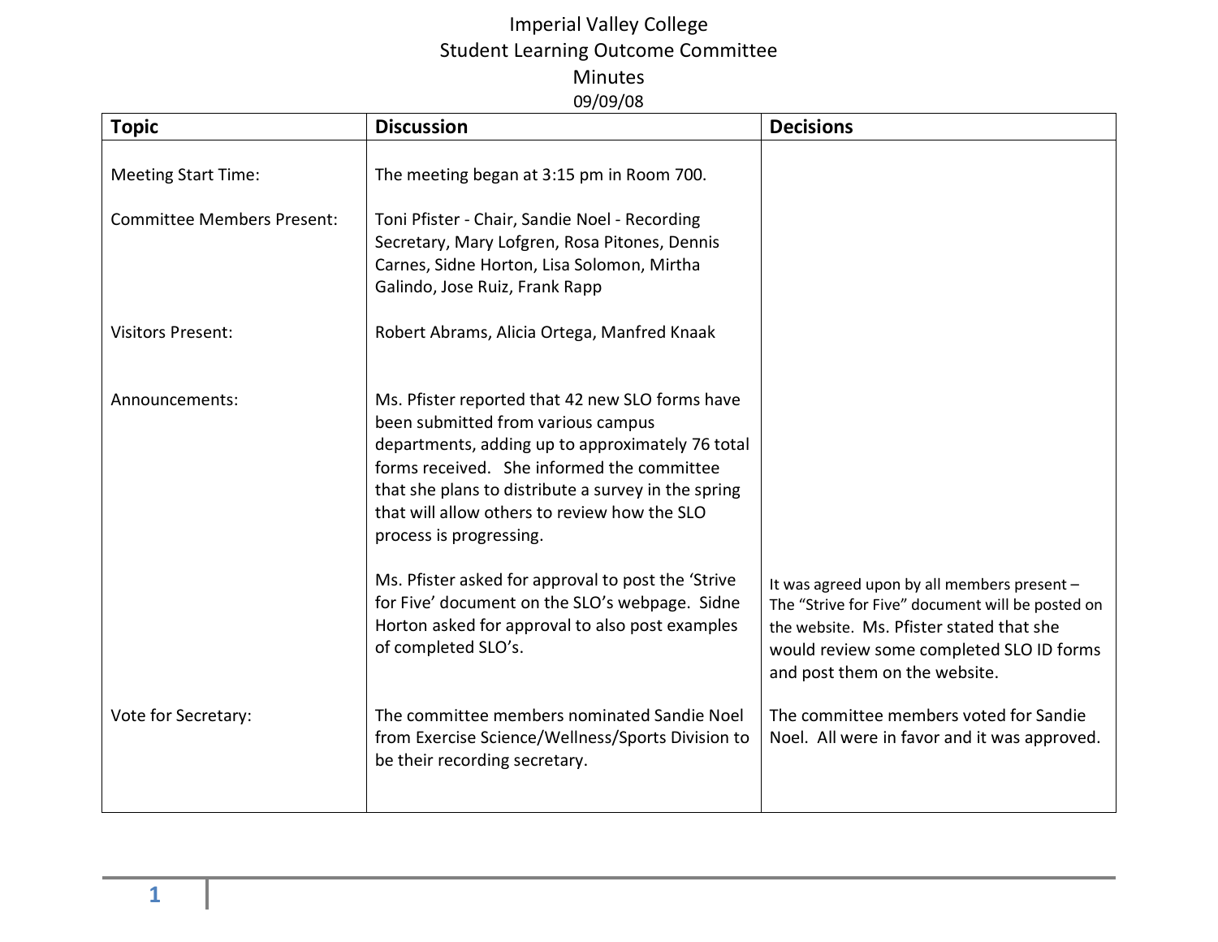# Imperial Valley College
## Student Learning Outcome Committee
### Minutes
09/09/08

| Topic | Discussion | Decisions |
|---|---|---|
| Meeting Start Time: | The meeting began at 3:15 pm in Room 700. | |
| Committee Members Present: | Toni Pfister - Chair, Sandie Noel - Recording Secretary, Mary Lofgren, Rosa Pitones, Dennis Carnes, Sidne Horton, Lisa Solomon, Mirtha Galindo, Jose Ruiz, Frank Rapp | |
| Visitors Present: | Robert Abrams, Alicia Ortega, Manfred Knaak | |
| Announcements: | Ms. Pfister reported that 42 new SLO forms have been submitted from various campus departments, adding up to approximately 76 total forms received. She informed the committee that she plans to distribute a survey in the spring that will allow others to review how the SLO process is progressing. | |
| | Ms. Pfister asked for approval to post the 'Strive for Five' document on the SLO's webpage. Sidne Horton asked for approval to also post examples of completed SLO's. | It was agreed upon by all members present – The "Strive for Five" document will be posted on the website. Ms. Pfister stated that she would review some completed SLO ID forms and post them on the website. |
| Vote for Secretary: | The committee members nominated Sandie Noel from Exercise Science/Wellness/Sports Division to be their recording secretary. | The committee members voted for Sandie Noel. All were in favor and it was approved. |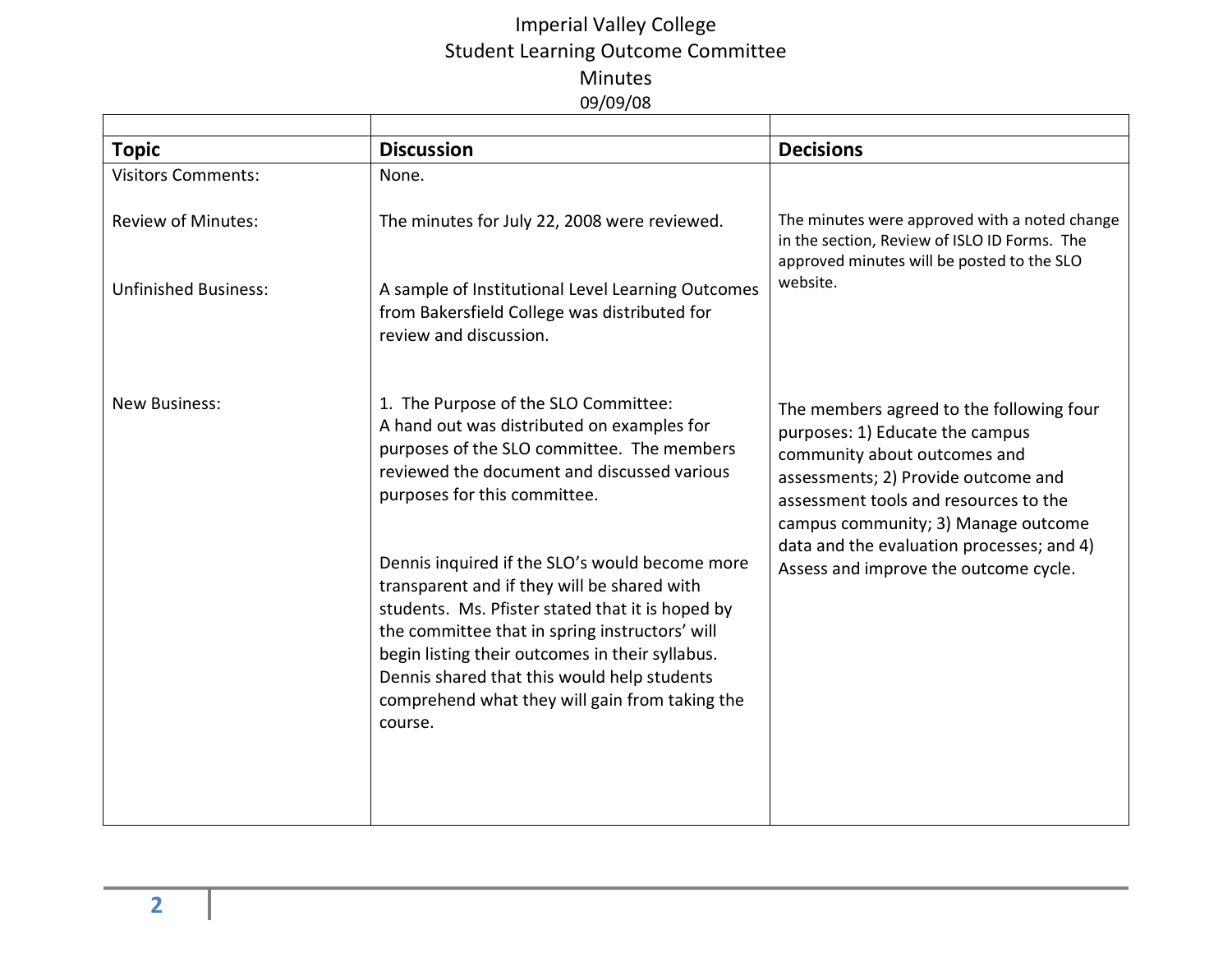Imperial Valley College
Student Learning Outcome Committee
Minutes
09/09/08

| Topic | Discussion | Decisions |
|---|---|---|
| Visitors Comments: | None. | |
| Review of Minutes: | The minutes for July 22, 2008 were reviewed. | The minutes were approved with a noted change in the section, Review of ISLO ID Forms. The approved minutes will be posted to the SLO website. |
| Unfinished Business: | A sample of Institutional Level Learning Outcomes from Bakersfield College was distributed for review and discussion. | |
| New Business: | 1. The Purpose of the SLO Committee: A hand out was distributed on examples for purposes of the SLO committee. The members reviewed the document and discussed various purposes for this committee.<br><br>Dennis inquired if the SLO's would become more transparent and if they will be shared with students. Ms. Pfister stated that it is hoped by the committee that in spring instructors' will begin listing their outcomes in their syllabus. Dennis shared that this would help students comprehend what they will gain from taking the course. | The members agreed to the following four purposes: 1) Educate the campus community about outcomes and assessments; 2) Provide outcome and assessment tools and resources to the campus community; 3) Manage outcome data and the evaluation processes; and 4) Assess and improve the outcome cycle. |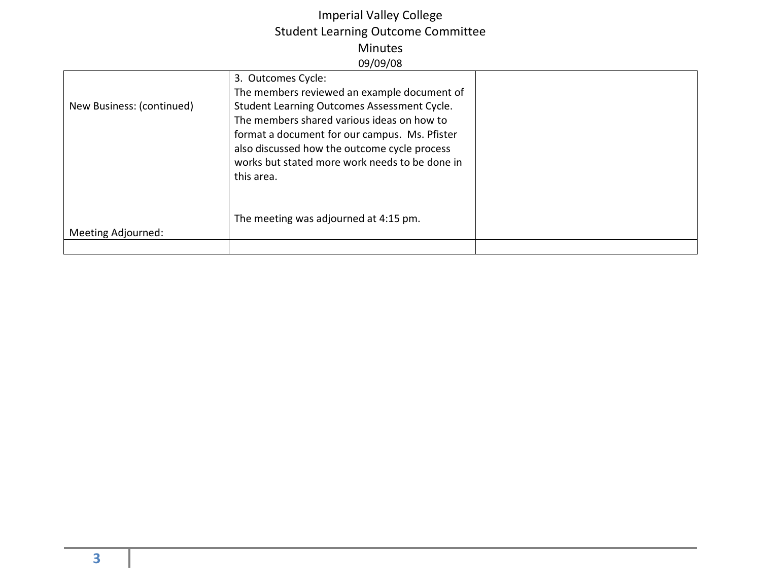Imperial Valley College
Student Learning Outcome Committee
Minutes
09/09/08

| | | |
|---|---|---|
| New Business: (continued) | 3. Outcomes Cycle:<br>The members reviewed an example document of Student Learning Outcomes Assessment Cycle. The members shared various ideas on how to format a document for our campus. Ms. Pfister also discussed how the outcome cycle process works but stated more work needs to be done in this area. | |
| Meeting Adjourned: | The meeting was adjourned at 4:15 pm. | |
| | | |